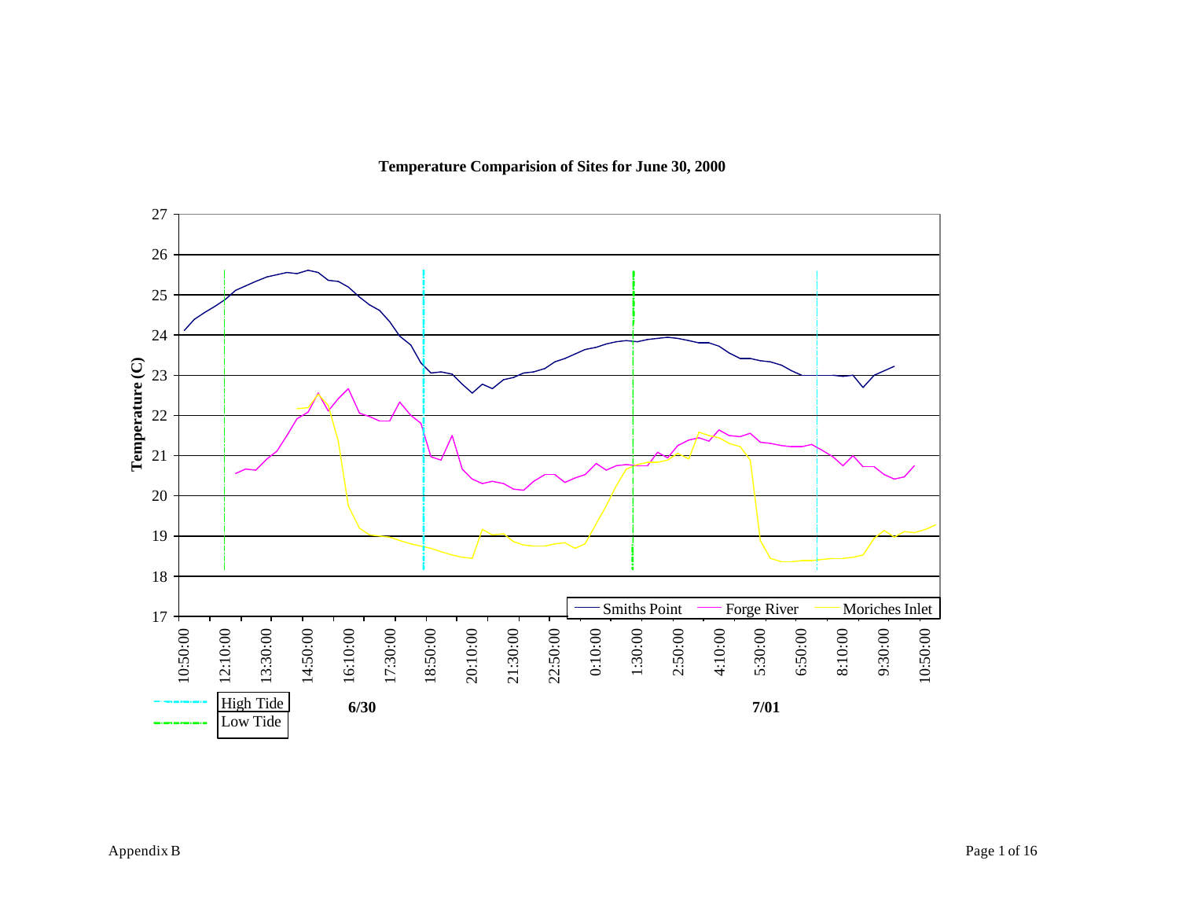**Temperature Comparision of Sites for June 30, 2000**

Temperature (C)

27
26
25
24
23
22
21
20
19
18
17

10:50:00 12:10:00 13:30:00 14:50:00 16:10:00 17:30:00 18:50:00 20:10:00 21:30:00 22:50:00 0:10:00 1:30:00 2:50:00 4:10:00 5:30:00 6:50:00 8:10:00 9:30:00 10:50:00

Smiths Point — Forge River — Moriches Inlet

High Tide
Low Tide

**6/30** **7/01**

Appendix B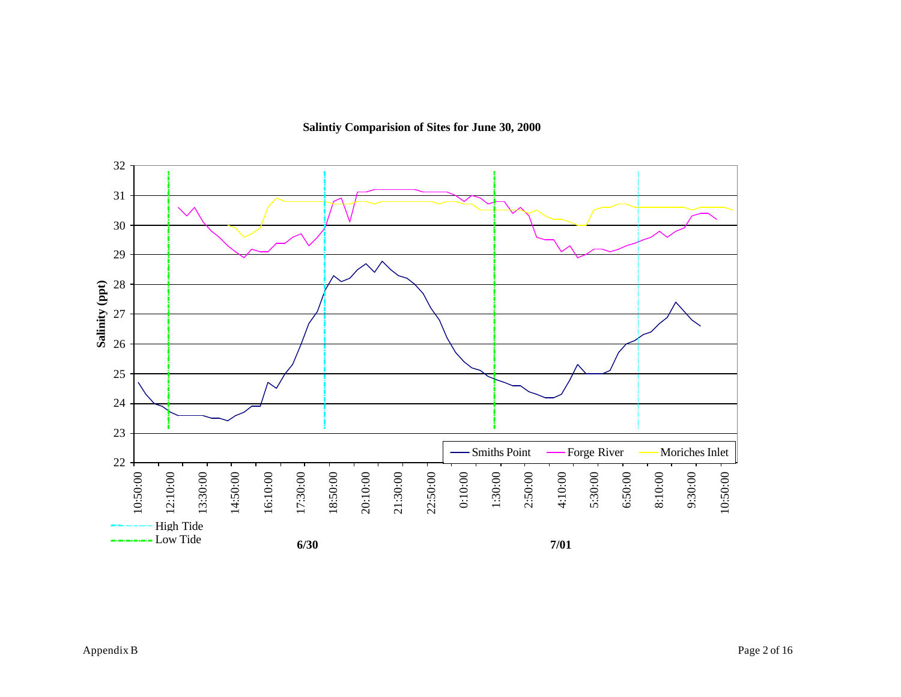**Salintiy Comparision of Sites for June 30, 2000**

Salinity (ppt)

32
31
30
29
28
27
26
25
24
23
22

10:50:00 12:10:00 13:30:00 14:50:00 16:10:00 17:30:00 18:50:00 20:10:00 21:30:00 22:50:00 0:10:00 1:30:00 2:50:00 4:10:00 5:30:00 6:50:00 8:10:00 9:30:00 10:50:00

Smiths Point — Forge River — Moriches Inlet

High Tide
Low Tide

**6/30** **7/01**

Appendix B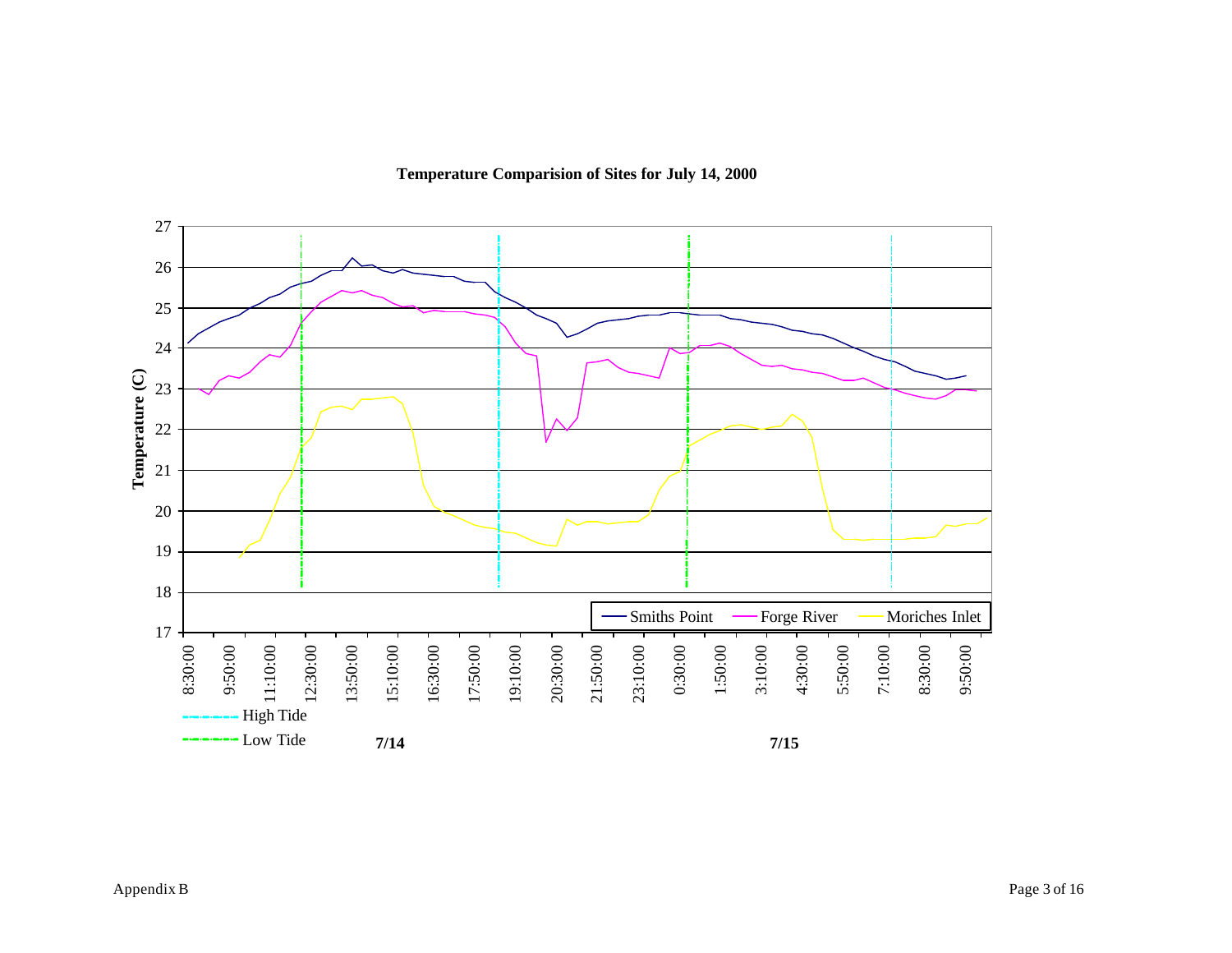**Temperature Comparision of Sites for July 14, 2000**

Temperature (C)

27
26
25
24
23
22
21
20
19
18
17

8:30:00 9:50:00 11:10:00 12:30:00 13:50:00 15:10:00 16:30:00 17:50:00 19:10:00 20:30:00 21:50:00 23:10:00 0:30:00 1:50:00 3:10:00 4:30:00 5:50:00 7:10:00 8:30:00 9:50:00

Smiths Point — Forge River — Moriches Inlet

High Tide

Low Tide

**7/14**

**7/15**

Appendix B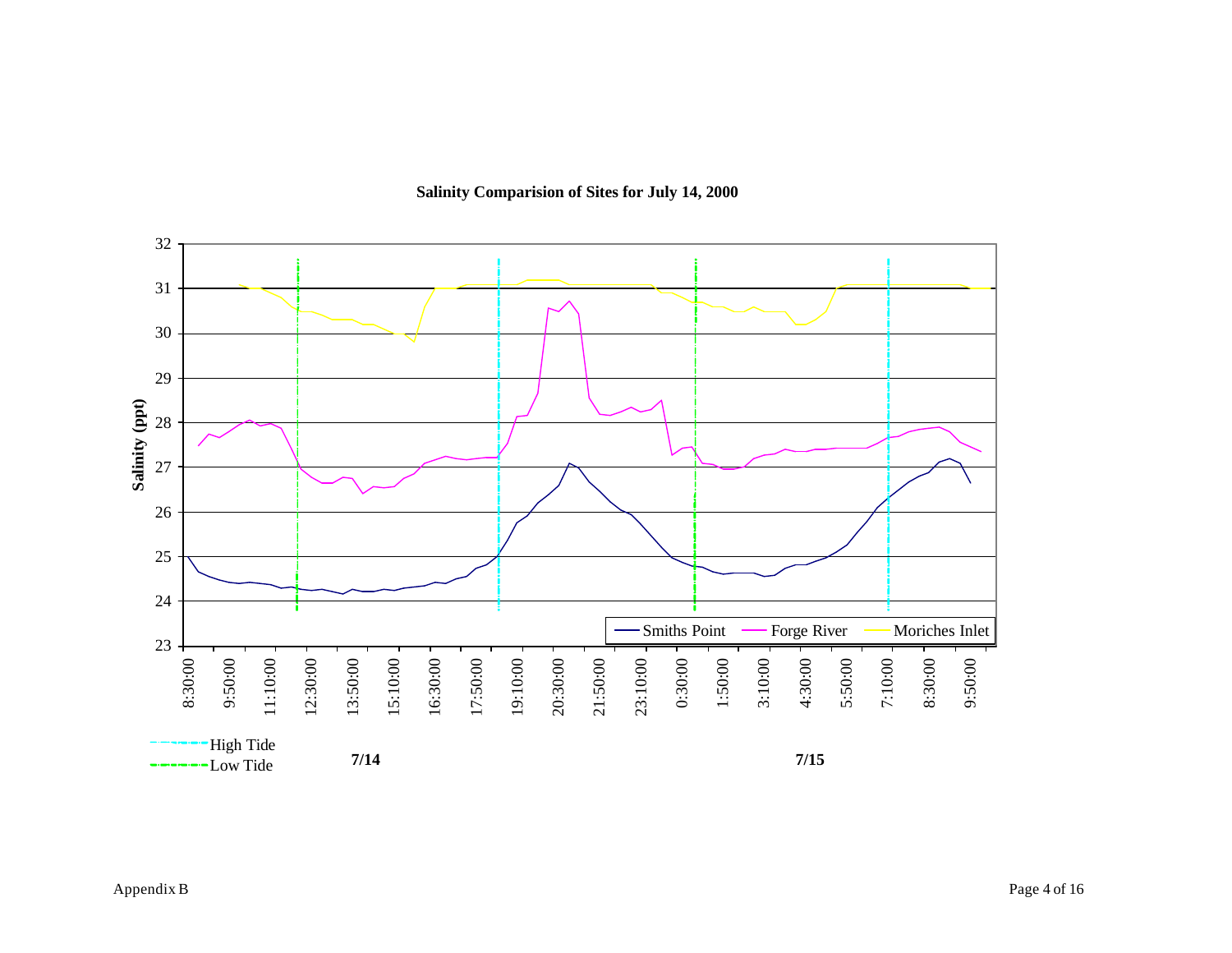**Salinity Comparision of Sites for July 14, 2000**

Salinity (ppt)

32
31
30
29
28
27
26
25
24
23

8:30:00 9:50:00 11:10:00 12:30:00 13:50:00 15:10:00 16:30:00 17:50:00 19:10:00 20:30:00 21:50:00 23:10:00 0:30:00 1:50:00 3:10:00 4:30:00 5:50:00 7:10:00 8:30:00 9:50:00

Smiths Point — Forge River — Moriches Inlet

High Tide
Low Tide

**7/14** **7/15**

Appendix B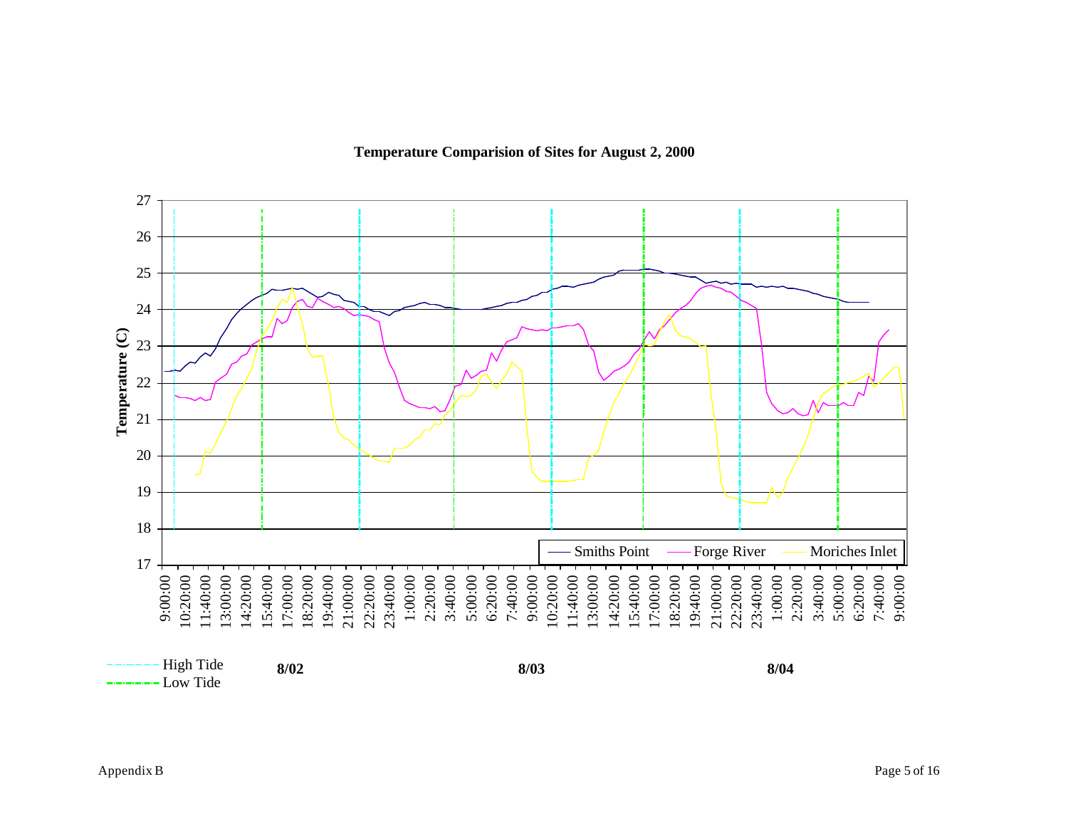**Temperature Comparision of Sites for August 2, 2000**

Temperature (C)

27
26
25
24
23
22
21
20
19
18
17

9:00:00 10:20:00 11:40:00 13:00:00 14:20:00 15:40:00 17:00:00 18:20:00 19:40:00 21:00:00 22:20:00 23:40:00 1:00:00 2:20:00 3:40:00 5:00:00 6:20:00 7:40:00 9:00:00 10:20:00 11:40:00 13:00:00 14:20:00 15:40:00 17:00:00 18:20:00 19:40:00 21:00:00 22:20:00 23:40:00 1:00:00 2:20:00 3:40:00 5:00:00 6:20:00 7:40:00 9:00:00

Smiths Point — Forge River — Moriches Inlet

High Tide
Low Tide

**8/02** **8/03** **8/04**

Appendix B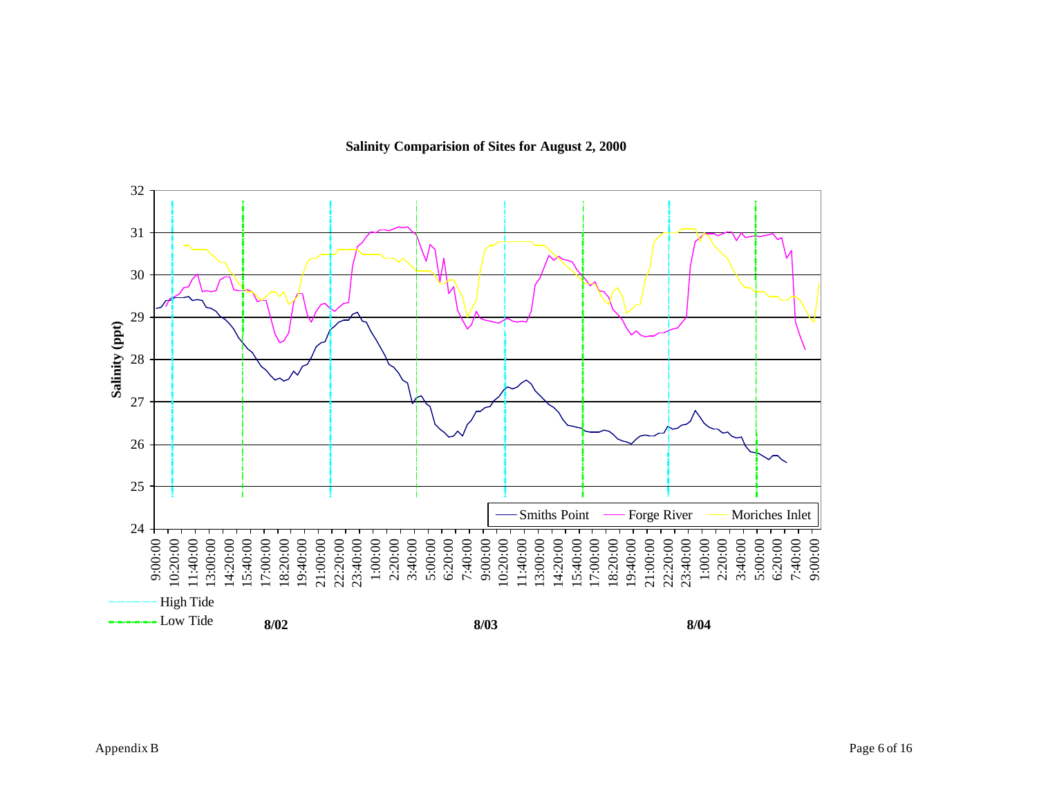**Salinity Comparision of Sites for August 2, 2000**

Salinity (ppt)

32, 31, 30, 29, 28, 27, 26, 25, 24

9:00:00, 10:20:00, 11:40:00, 13:00:00, 14:20:00, 15:40:00, 17:00:00, 18:20:00, 19:40:00, 21:00:00, 22:20:00, 23:40:00, 1:00:00, 2:20:00, 3:40:00, 5:00:00, 6:20:00, 7:40:00, 9:00:00, 10:20:00, 11:40:00, 13:00:00, 14:20:00, 15:40:00, 17:00:00, 18:20:00, 19:40:00, 21:00:00, 22:20:00, 23:40:00, 1:00:00, 2:20:00, 3:40:00, 5:00:00, 6:20:00, 7:40:00, 9:00:00

**8/02** **8/03** **8/04**

Smiths Point — Forge River — Moriches Inlet

High Tide
Low Tide

Appendix B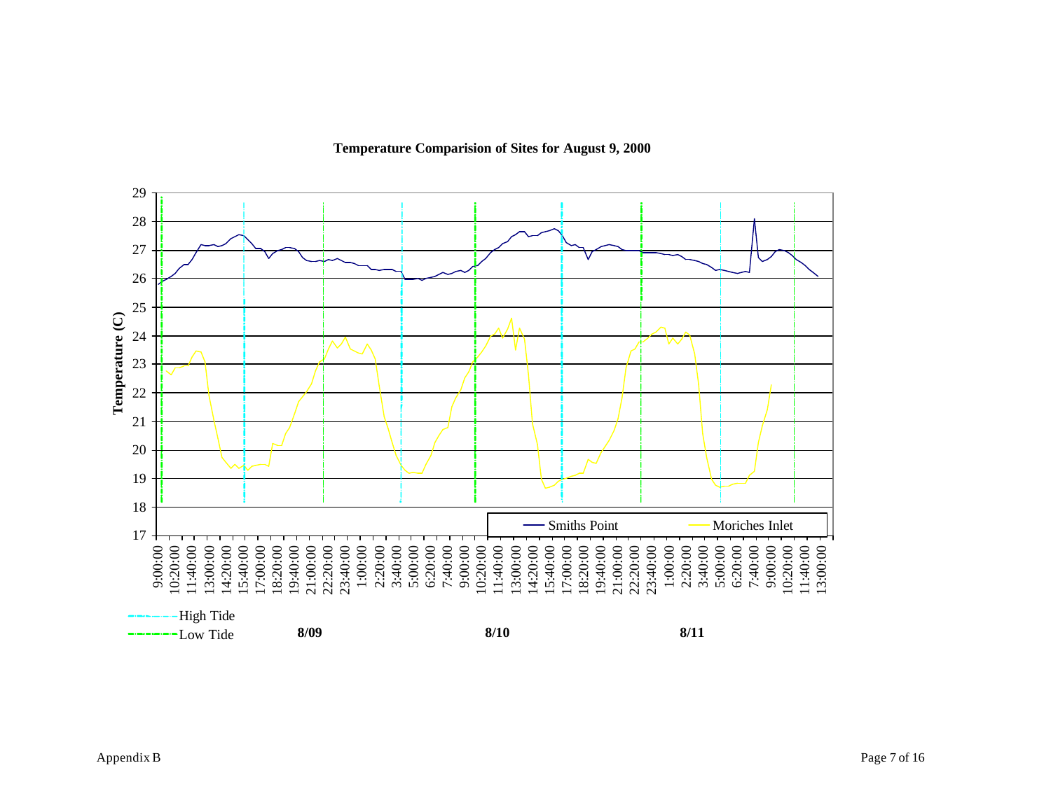**Temperature Comparision of Sites for August 9, 2000**

Temperature (C)

Smiths Point — Moriches Inlet

High Tide

Low Tide

8/09 8/10 8/11

Appendix B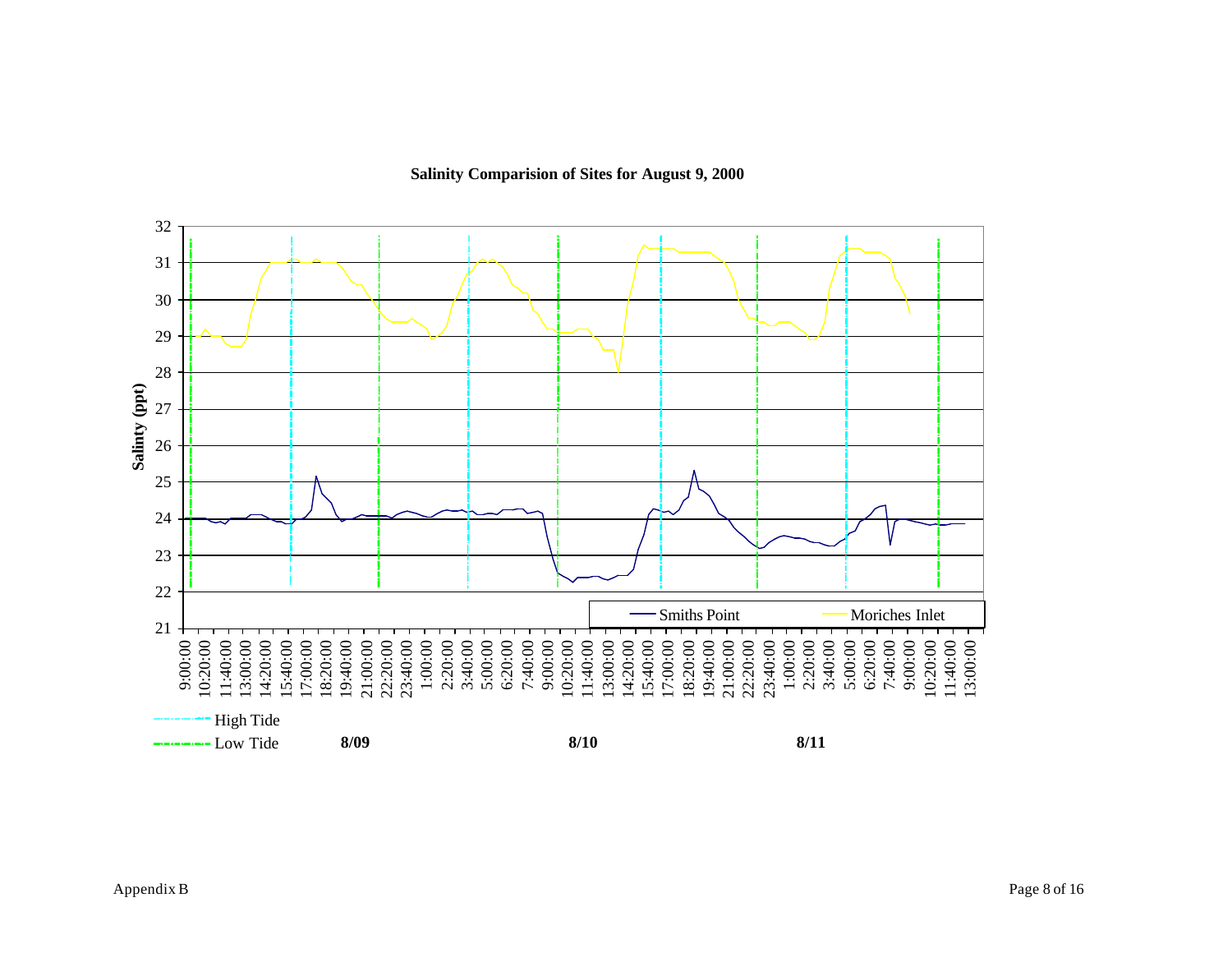**Salinity Comparision of Sites for August 9, 2000**

Salinty (ppt)

Smiths Point

Moriches Inlet

High Tide

Low Tide

8/09

8/10

8/11

Appendix B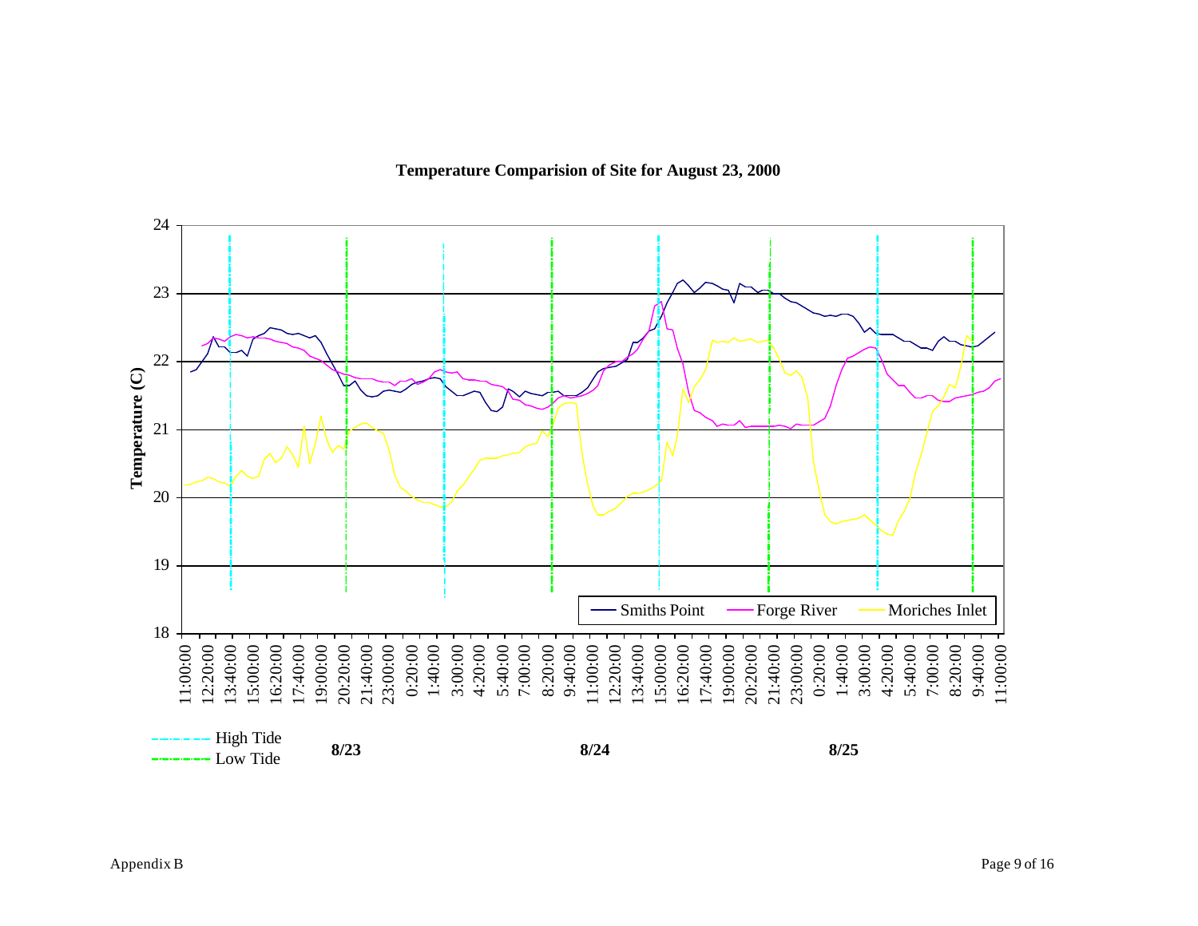## Temperature Comparision of Site for August 23, 2000

Temperature (C)

24
23
22
21
20
19
18

11:00:00 12:20:00 13:40:00 15:00:00 16:20:00 17:40:00 19:00:00 20:20:00 21:40:00 23:00:00 0:20:00 1:40:00 3:00:00 4:20:00 5:40:00 7:00:00 8:20:00 9:40:00 11:00:00 12:20:00 13:40:00 15:00:00 16:20:00 17:40:00 19:00:00 20:20:00 21:40:00 23:00:00 0:20:00 1:40:00 3:00:00 4:20:00 5:40:00 7:00:00 8:20:00 9:40:00 11:00:00

Smiths Point — Forge River — Moriches Inlet

High Tide
Low Tide

8/23 8/24 8/25

Appendix B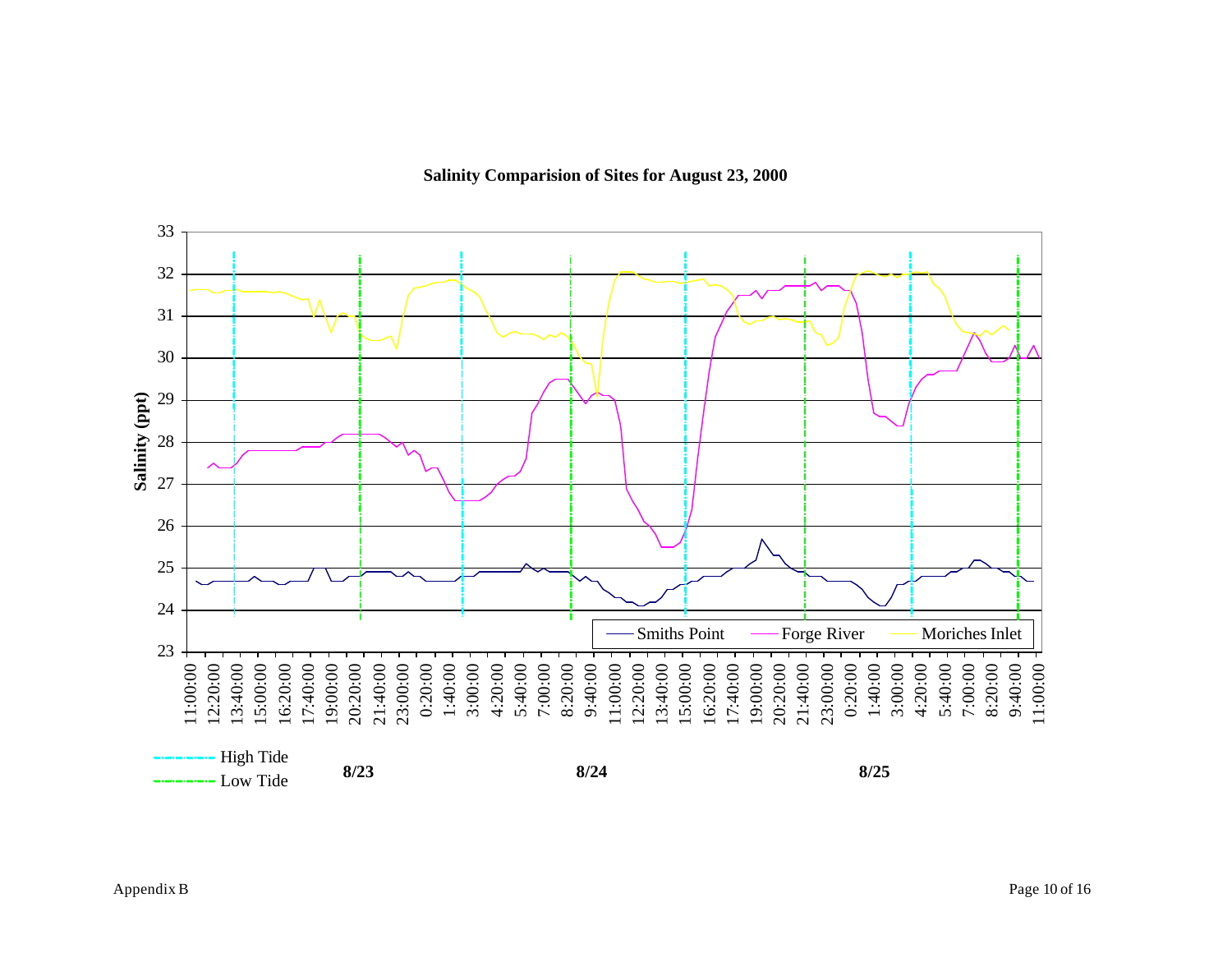**Salinity Comparision of Sites for August 23, 2000**

Salinity (ppt)

33
32
31
30
29
28
27
26
25
24
23

Smiths Point — Forge River — Moriches Inlet

11:00:00 12:20:00 13:40:00 15:00:00 16:20:00 17:40:00 19:00:00 20:20:00 21:40:00 23:00:00 0:20:00 1:40:00 3:00:00 4:20:00 5:40:00 7:00:00 8:20:00 9:40:00 11:00:00 12:20:00 13:40:00 15:00:00 16:20:00 17:40:00 19:00:00 20:20:00 21:40:00 23:00:00 0:20:00 1:40:00 3:00:00 4:20:00 5:40:00 7:00:00 8:20:00 9:40:00 11:00:00

High Tide
Low Tide

**8/23** **8/24** **8/25**

Appendix B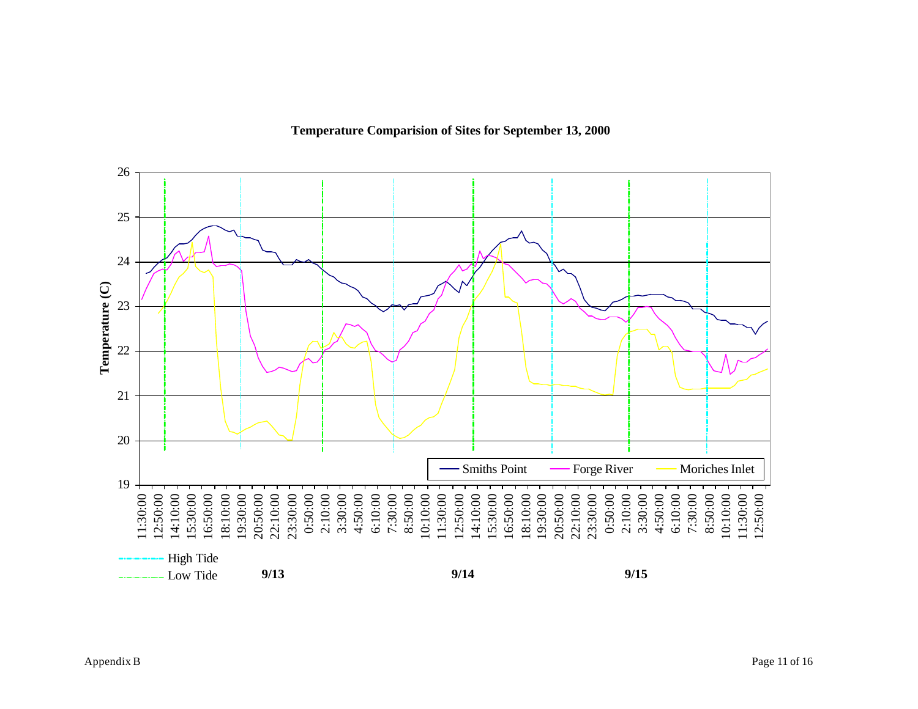**Temperature Comparision of Sites for September 13, 2000**

Temperature (C)

26
25
24
23
22
21
20
19

11:30:00 12:50:00 14:10:00 15:30:00 16:50:00 18:10:00 19:30:00 20:50:00 22:10:00 23:30:00 0:50:00 2:10:00 3:30:00 4:50:00 6:10:00 7:30:00 8:50:00 10:10:00 11:30:00 12:50:00 14:10:00 15:30:00 16:50:00 18:10:00 19:30:00 20:50:00 22:10:00 23:30:00 0:50:00 2:10:00 3:30:00 4:50:00 6:10:00 7:30:00 8:50:00 10:10:00 11:30:00 12:50:00

Smiths Point — Forge River — Moriches Inlet

High Tide
Low Tide

**9/13** **9/14** **9/15**

Appendix B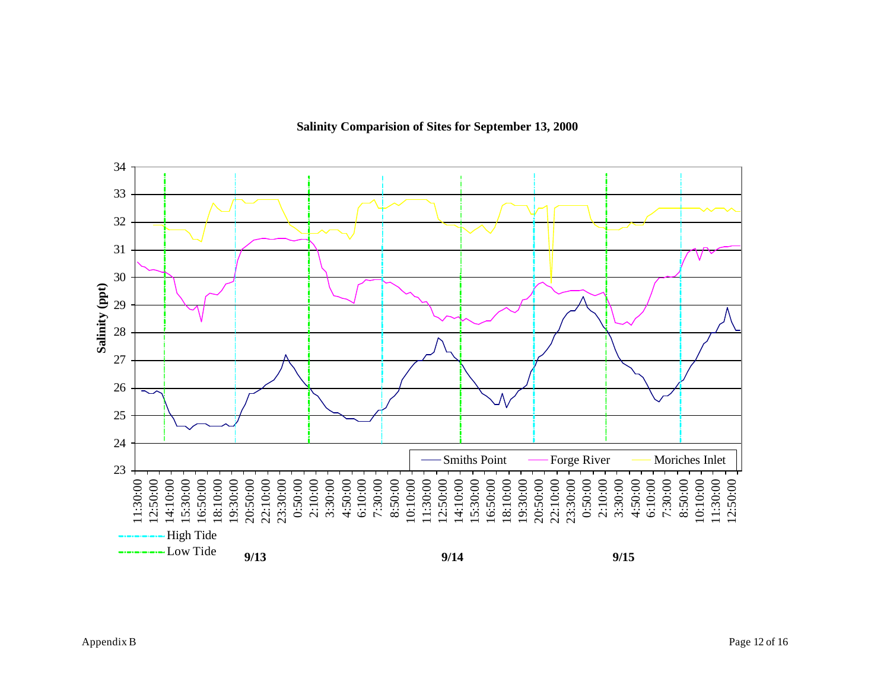**Salinity Comparision of Sites for September 13, 2000**

Salinity (ppt)

34
33
32
31
30
29
28
27
26
25
24
23

11:30:00 12:50:00 14:10:00 15:30:00 16:50:00 18:10:00 19:30:00 20:50:00 22:10:00 23:30:00 0:50:00 2:10:00 3:30:00 4:50:00 6:10:00 7:30:00 8:50:00 10:10:00 11:30:00 12:50:00 14:10:00 15:30:00 16:50:00 18:10:00 19:30:00 20:50:00 22:10:00 23:30:00 0:50:00 2:10:00 3:30:00 4:50:00 6:10:00 7:30:00 8:50:00 10:10:00 11:30:00 12:50:00

Smiths Point — Forge River — Moriches Inlet

High Tide
Low Tide

9/13 9/14 9/15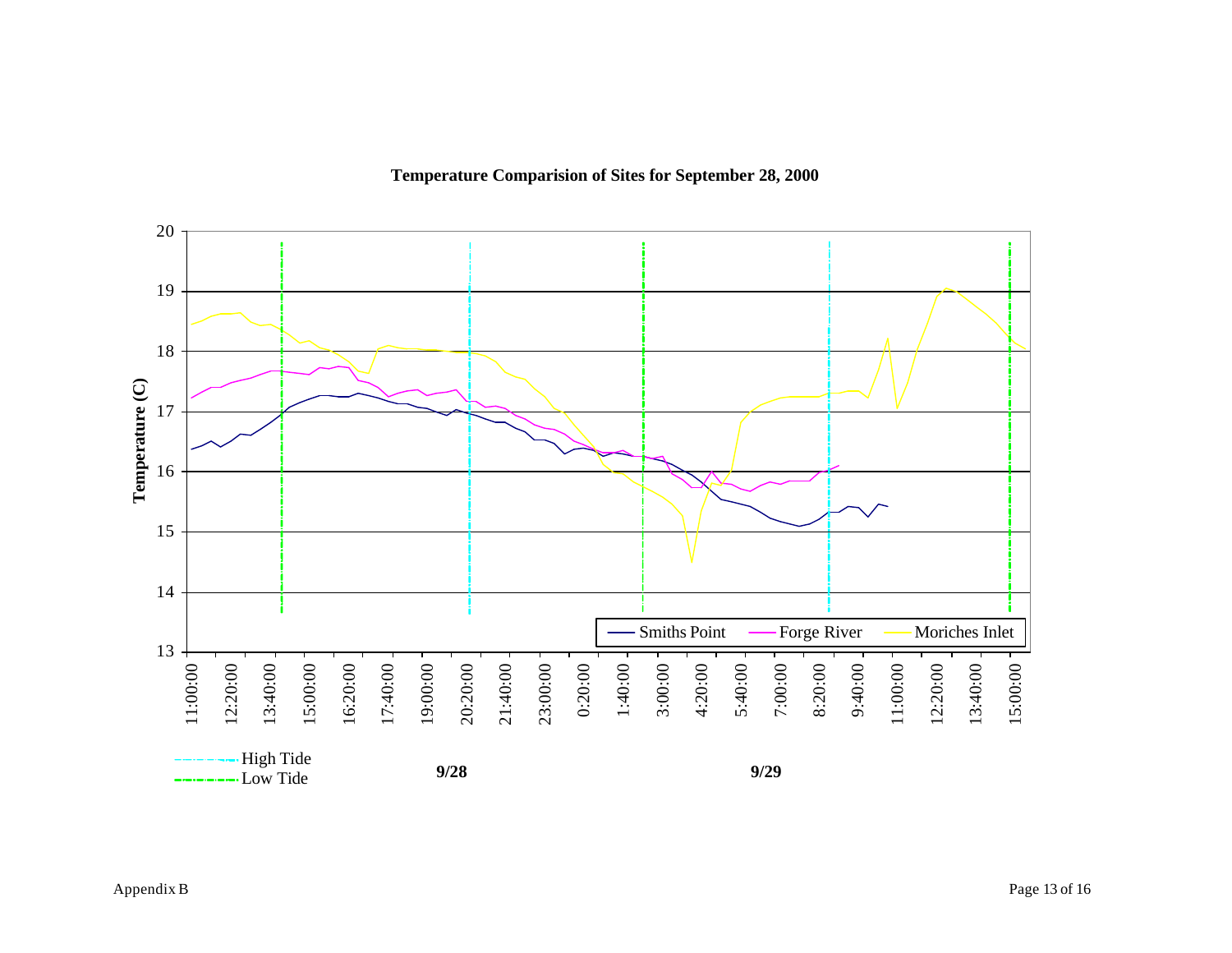**Temperature Comparision of Sites for September 28, 2000**

Temperature (C)

20
19
18
17
16
15
14
13

11:00:00
12:20:00
13:40:00
15:00:00
16:20:00
17:40:00
19:00:00
20:20:00
21:40:00
23:00:00
0:20:00
1:40:00
3:00:00
4:20:00
5:40:00
7:00:00
8:20:00
9:40:00
11:00:00
12:20:00
13:40:00
15:00:00

Smiths Point
Forge River
Moriches Inlet

High Tide
Low Tide

9/28

9/29

Appendix B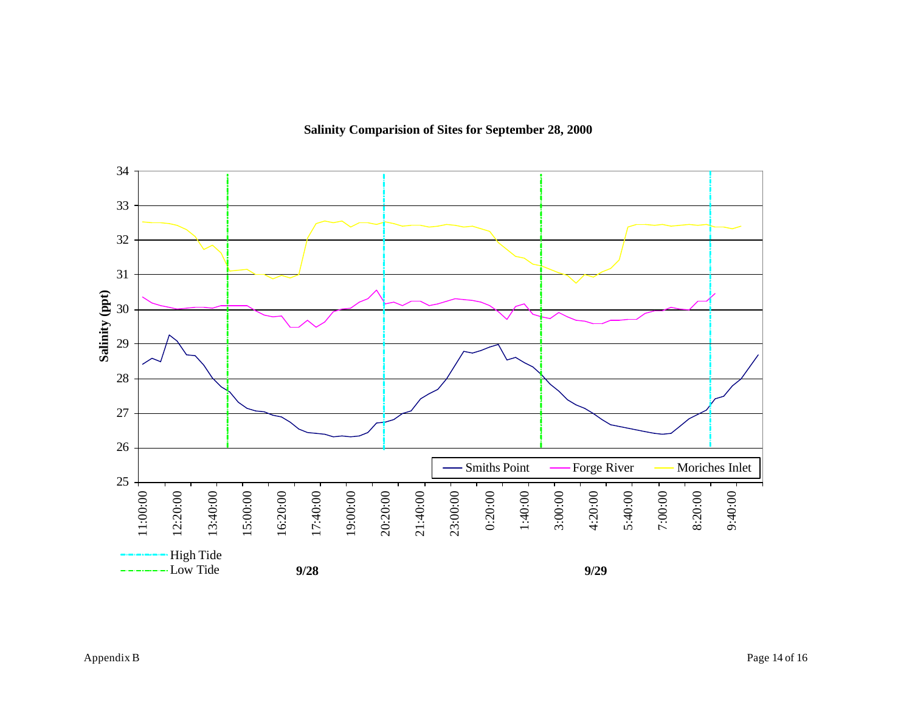**Salinity Comparision of Sites for September 28, 2000**

Salinity (ppt)

34, 33, 32, 31, 30, 29, 28, 27, 26, 25

11:00:00, 12:20:00, 13:40:00, 15:00:00, 16:20:00, 17:40:00, 19:00:00, 20:20:00, 21:40:00, 23:00:00, 0:20:00, 1:40:00, 3:00:00, 4:20:00, 5:40:00, 7:00:00, 8:20:00, 9:40:00

Smiths Point — Forge River — Moriches Inlet

High Tide

Low Tide

9/28

9/29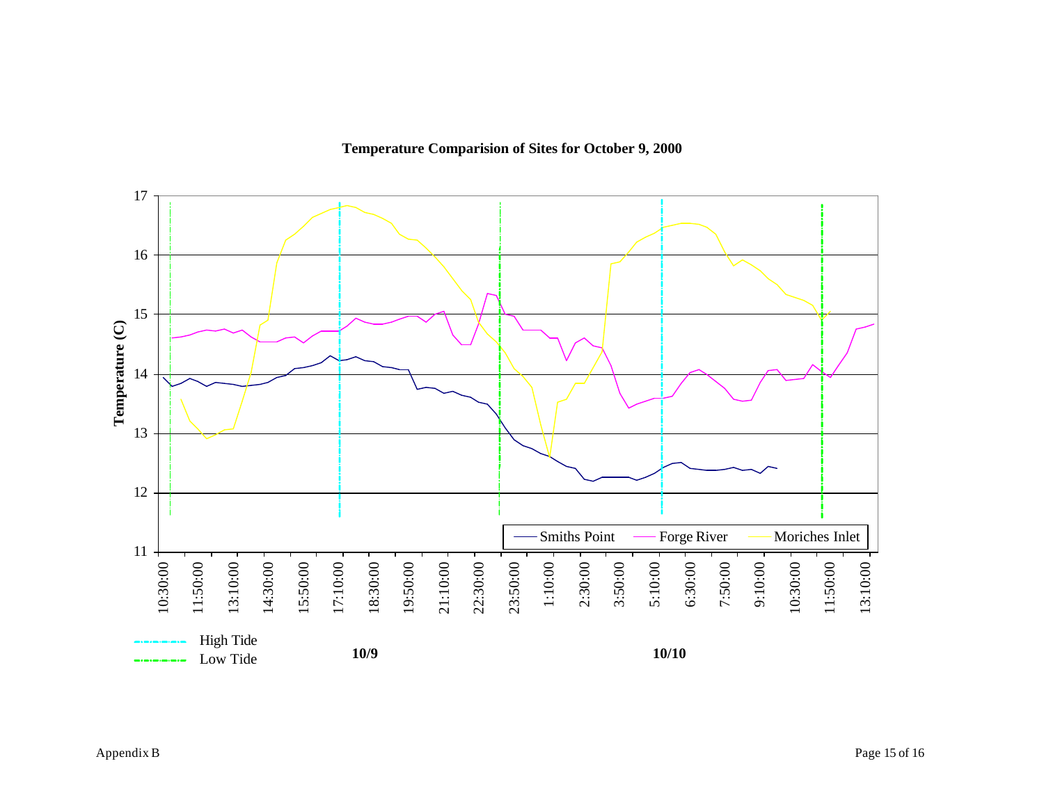**Temperature Comparision of Sites for October 9, 2000**

Temperature (C)

17
16
15
14
13
12
11

10:30:00 11:50:00 13:10:00 14:30:00 15:50:00 17:10:00 18:30:00 19:50:00 21:10:00 22:30:00 23:50:00 1:10:00 2:30:00 3:50:00 5:10:00 6:30:00 7:50:00 9:10:00 10:30:00 11:50:00 13:10:00

Smiths Point  Forge River  Moriches Inlet

High Tide
Low Tide

**10/9**

**10/10**

Appendix B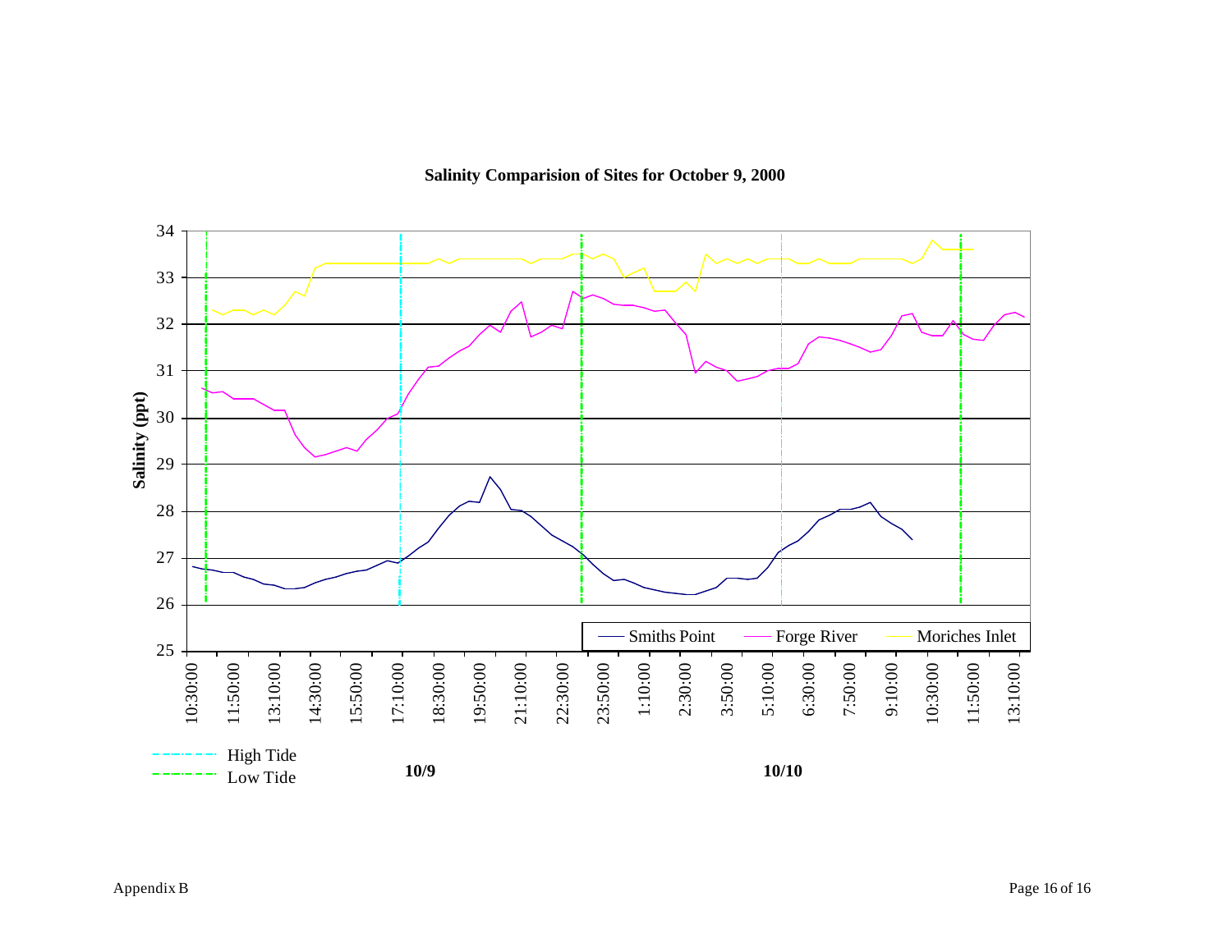**Salinity Comparision of Sites for October 9, 2000**

Salinity (ppt)

34
33
32
31
30
29
28
27
26
25

10:30:00
11:50:00
13:10:00
14:30:00
15:50:00
17:10:00
18:30:00
19:50:00
21:10:00
22:30:00
23:50:00
1:10:00
2:30:00
3:50:00
5:10:00
6:30:00
7:50:00
9:10:00
10:30:00
11:50:00
13:10:00

Smiths Point
Forge River
Moriches Inlet

High Tide
Low Tide

10/9

10/10

Appendix B